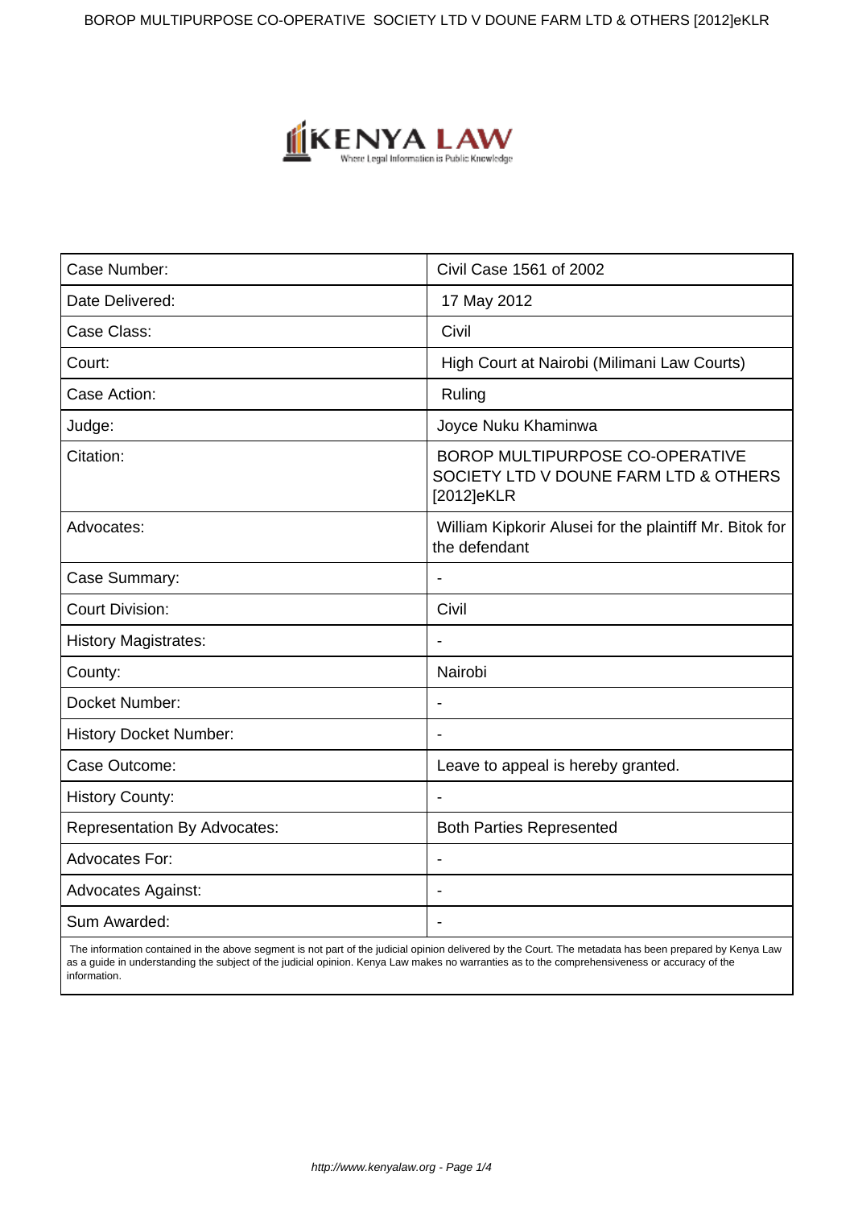| Case Number: | Civil Case 1561 of 2002 |
| --- | --- |
| Date Delivered: | 17 May 2012 |
| Case Class: | Civil |
| Court: | High Court at Nairobi (Milimani Law Courts) |
| Case Action: | Ruling |
| Judge: | Joyce Nuku Khaminwa |
| Citation: | BOROP MULTIPURPOSE CO-OPERATIVE SOCIETY LTD V DOUNE FARM LTD & OTHERS [2012]eKLR |
| Advocates: | William Kipkorir Alusei for the plaintiff Mr. Bitok for the defendant |
| Case Summary: | - |
| Court Division: | Civil |
| History Magistrates: | - |
| County: | Nairobi |
| Docket Number: | - |
| History Docket Number: | - |
| Case Outcome: | Leave to appeal is hereby granted. |
| History County: | - |
| Representation By Advocates: | Both Parties Represented |
| Advocates For: | - |
| Advocates Against: | - |
| Sum Awarded: | - |

The information contained in the above segment is not part of the judicial opinion delivered by the Court. The metadata has been prepared by Kenya Law as a guide in understanding the subject of the judicial opinion. Kenya Law makes no warranties as to the comprehensiveness or accuracy of the information.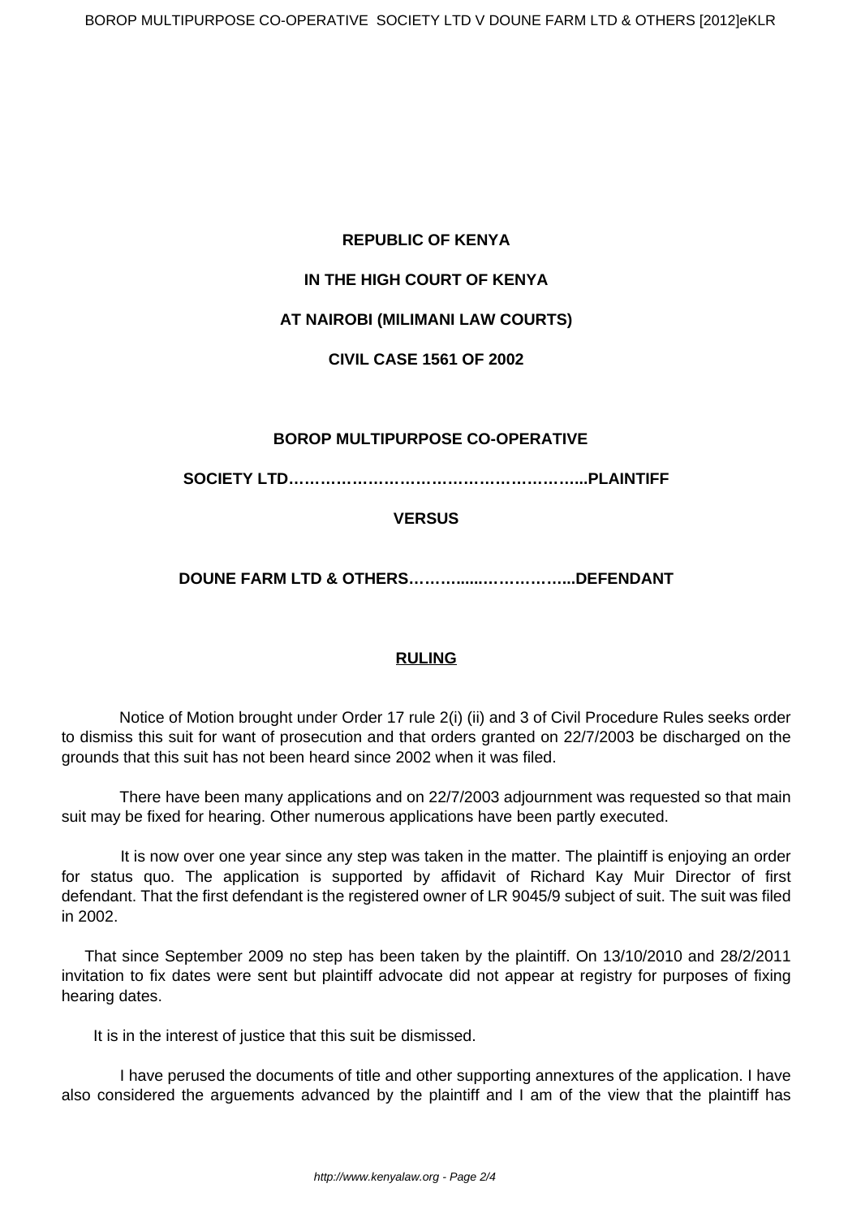**REPUBLIC OF KENYA**

**IN THE HIGH COURT OF KENYA**

**AT NAIROBI (MILIMANI LAW COURTS)**

**CIVIL CASE 1561 OF 2002**

**BOROP MULTIPURPOSE CO-OPERATIVE**

**SOCIETY LTD………………………………………………...PLAINTIFF**

**VERSUS**

**DOUNE FARM LTD & OTHERS…………....……………...DEFENDANT**

**RULING**

Notice of Motion brought under Order 17 rule 2(i) (ii) and 3 of Civil Procedure Rules seeks order to dismiss this suit for want of prosecution and that orders granted on 22/7/2003 be discharged on the grounds that this suit has not been heard since 2002 when it was filed.

There have been many applications and on 22/7/2003 adjournment was requested so that main suit may be fixed for hearing. Other numerous applications have been partly executed.

It is now over one year since any step was taken in the matter. The plaintiff is enjoying an order for status quo. The application is supported by affidavit of Richard Kay Muir Director of first defendant. That the first defendant is the registered owner of LR 9045/9 subject of suit. The suit was filed in 2002.

That since September 2009 no step has been taken by the plaintiff. On 13/10/2010 and 28/2/2011 invitation to fix dates were sent but plaintiff advocate did not appear at registry for purposes of fixing hearing dates.

It is in the interest of justice that this suit be dismissed.

I have perused the documents of title and other supporting annextures of the application. I have also considered the arguements advanced by the plaintiff and I am of the view that the plaintiff has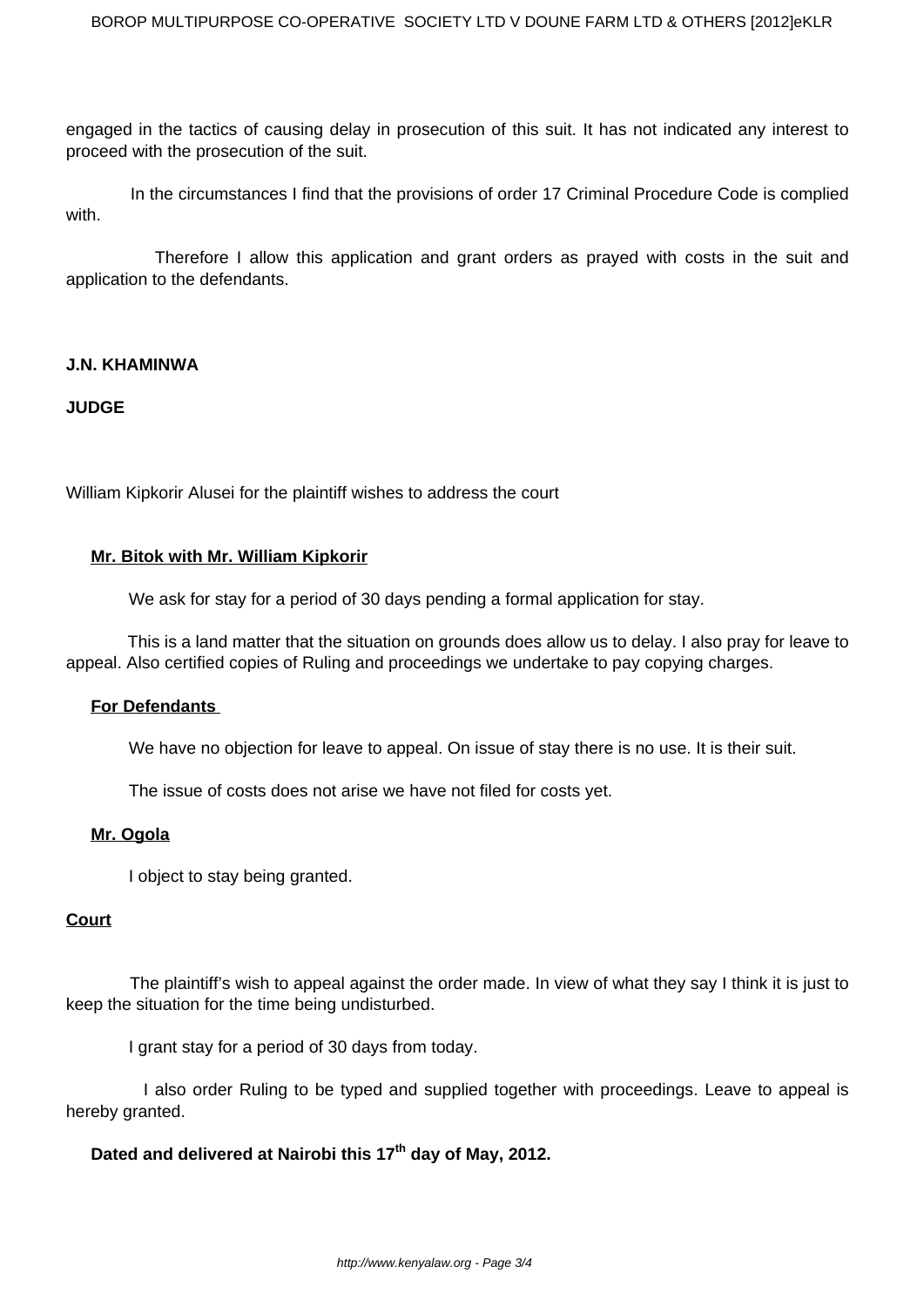engaged in the tactics of causing delay in prosecution of this suit. It has not indicated any interest to proceed with the prosecution of the suit.

In the circumstances I find that the provisions of order 17 Criminal Procedure Code is complied with.

Therefore I allow this application and grant orders as prayed with costs in the suit and application to the defendants.

**J.N. KHAMINWA**

**JUDGE**

William Kipkorir Alusei for the plaintiff wishes to address the court

**Mr. Bitok with Mr. William Kipkorir**

We ask for stay for a period of 30 days pending a formal application for stay.

This is a land matter that the situation on grounds does allow us to delay. I also pray for leave to appeal. Also certified copies of Ruling and proceedings we undertake to pay copying charges.

**For Defendants**

We have no objection for leave to appeal. On issue of stay there is no use. It is their suit.

The issue of costs does not arise we have not filed for costs yet.

**Mr. Ogola**

I object to stay being granted.

**Court**

The plaintiff's wish to appeal against the order made. In view of what they say I think it is just to keep the situation for the time being undisturbed.

I grant stay for a period of 30 days from today.

I also order Ruling to be typed and supplied together with proceedings. Leave to appeal is hereby granted.

**Dated and delivered at Nairobi this 17th day of May, 2012.**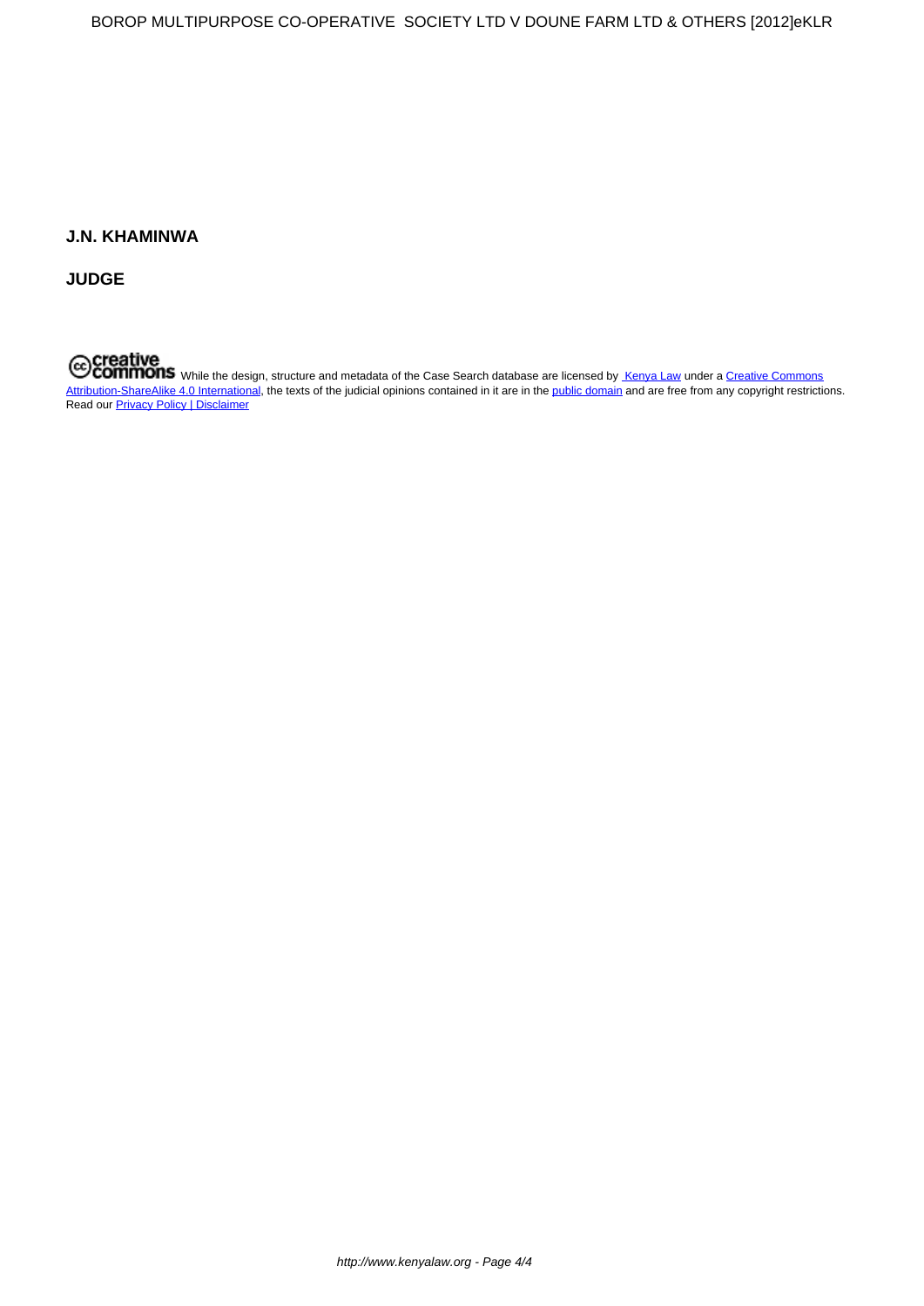**J.N. KHAMINWA**

**JUDGE**

While the design, structure and metadata of the Case Search database are licensed by Kenya Law under a Creative Commons Attribution-ShareAlike 4.0 International, the texts of the judicial opinions contained in it are in the public domain and are free from any copyright restrictions. Read our Privacy Policy | Disclaimer